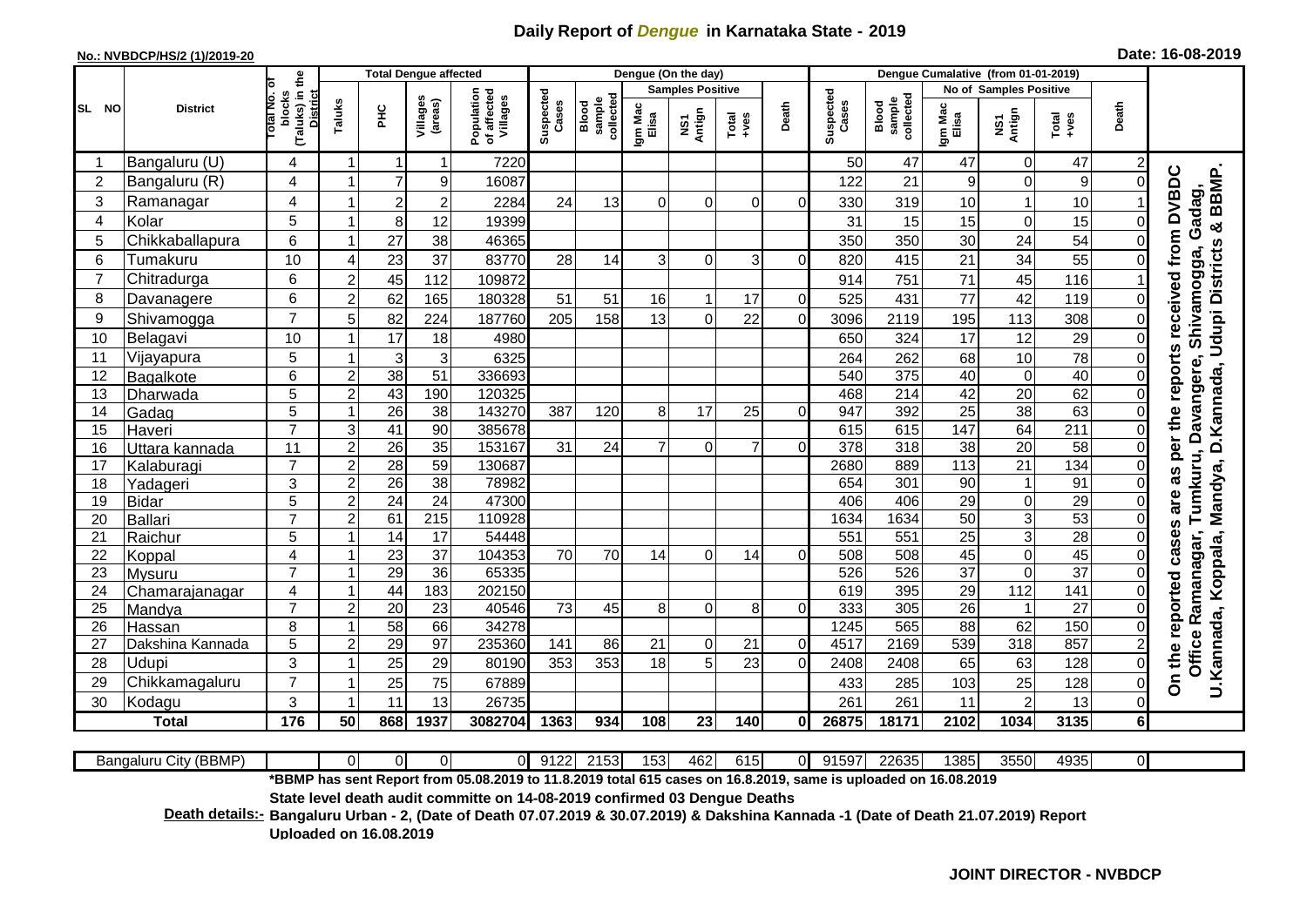# Daily Report of *Dengue* in Karnataka State - 2019

**No.: NVBDCP/HS/2 (1)/2019-20**

**Date: 16-08-2019**

| SL NO | District | Total No. of blocks (Taluks) in the District | Total Dengue affected | | | | Dengue (On the day) | | | | | | Dengue Cumalative (from 01-01-2019) | | | | | | |
|---|---|---|---|---|---|---|---|---|---|---|---|---|---|---|---|---|---|---|---|
| | | | Taluks | PHC | Villages (areas) | Population of affected Villages | Suspected Cases | Blood sample collected | Samples Positive | | | Death | Suspected Cases | Blood sample collected | No of Samples Positive | | | Death | |
| | | | | | | | | | Igm Mac Elisa | NS1 Antign | Total +ves | | | | Igm Mac Elisa | NS1 Antign | Total +ves | | |
| 1 | Bangaluru (U) | 4 | 1 | 1 | 1 | 7220 | | | | | | | 50 | 47 | 47 | 0 | 47 | 2 | On the reported cases are as per the reports received from DVBDC Office Ramanagar, Tumkuru, Davangere, Shivamogga, Gadag, U.Kannada, Koppala, Mandya, D.Kannada, Udupi Districts & BBMP. |
| 2 | Bangaluru (R) | 4 | 1 | 7 | 9 | 16087 | | | | | | | 122 | 21 | 9 | 0 | 9 | 0 | |
| 3 | Ramanagar | 4 | 1 | 2 | 2 | 2284 | 24 | 13 | 0 | 0 | 0 | 0 | 330 | 319 | 10 | 1 | 10 | 1 | |
| 4 | Kolar | 5 | 1 | 8 | 12 | 19399 | | | | | | | 31 | 15 | 15 | 0 | 15 | 0 | |
| 5 | Chikkaballapura | 6 | 1 | 27 | 38 | 46365 | | | | | | | 350 | 350 | 30 | 24 | 54 | 0 | |
| 6 | Tumakuru | 10 | 4 | 23 | 37 | 83770 | 28 | 14 | 3 | 0 | 3 | 0 | 820 | 415 | 21 | 34 | 55 | 0 | |
| 7 | Chitradurga | 6 | 2 | 45 | 112 | 109872 | | | | | | | 914 | 751 | 71 | 45 | 116 | 1 | |
| 8 | Davanagere | 6 | 2 | 62 | 165 | 180328 | 51 | 51 | 16 | 1 | 17 | 0 | 525 | 431 | 77 | 42 | 119 | 0 | |
| 9 | Shivamogga | 7 | 5 | 82 | 224 | 187760 | 205 | 158 | 13 | 0 | 22 | 0 | 3096 | 2119 | 195 | 113 | 308 | 0 | |
| 10 | Belagavi | 10 | 1 | 17 | 18 | 4980 | | | | | | | 650 | 324 | 17 | 12 | 29 | 0 | |
| 11 | Vijayapura | 5 | 1 | 3 | 3 | 6325 | | | | | | | 264 | 262 | 68 | 10 | 78 | 0 | |
| 12 | Bagalkote | 6 | 2 | 38 | 51 | 336693 | | | | | | | 540 | 375 | 40 | 0 | 40 | 0 | |
| 13 | Dharwada | 5 | 2 | 43 | 190 | 120325 | | | | | | | 468 | 214 | 42 | 20 | 62 | 0 | |
| 14 | Gadag | 5 | 1 | 26 | 38 | 143270 | 387 | 120 | 8 | 17 | 25 | 0 | 947 | 392 | 25 | 38 | 63 | 0 | |
| 15 | Haveri | 7 | 3 | 41 | 90 | 385678 | | | | | | | 615 | 615 | 147 | 64 | 211 | 0 | |
| 16 | Uttara kannada | 11 | 2 | 26 | 35 | 153167 | 31 | 24 | 7 | 0 | 7 | 0 | 378 | 318 | 38 | 20 | 58 | 0 | |
| 17 | Kalaburagi | 7 | 2 | 28 | 59 | 130687 | | | | | | | 2680 | 889 | 113 | 21 | 134 | 0 | |
| 18 | Yadageri | 3 | 2 | 26 | 38 | 78982 | | | | | | | 654 | 301 | 90 | 1 | 91 | 0 | |
| 19 | Bidar | 5 | 2 | 24 | 24 | 47300 | | | | | | | 406 | 406 | 29 | 0 | 29 | 0 | |
| 20 | Ballari | 7 | 2 | 61 | 215 | 110928 | | | | | | | 1634 | 1634 | 50 | 3 | 53 | 0 | |
| 21 | Raichur | 5 | 1 | 14 | 17 | 54448 | | | | | | | 551 | 551 | 25 | 3 | 28 | 0 | |
| 22 | Koppal | 4 | 1 | 23 | 37 | 104353 | 70 | 70 | 14 | 0 | 14 | 0 | 508 | 508 | 45 | 0 | 45 | 0 | |
| 23 | Mysuru | 7 | 1 | 29 | 36 | 65335 | | | | | | | 526 | 526 | 37 | 0 | 37 | 0 | |
| 24 | Chamarajanagar | 4 | 1 | 44 | 183 | 202150 | | | | | | | 619 | 395 | 29 | 112 | 141 | 0 | |
| 25 | Mandya | 7 | 2 | 20 | 23 | 40546 | 73 | 45 | 8 | 0 | 8 | 0 | 333 | 305 | 26 | 1 | 27 | 0 | |
| 26 | Hassan | 8 | 1 | 58 | 66 | 34278 | | | | | | | 1245 | 565 | 88 | 62 | 150 | 0 | |
| 27 | Dakshina Kannada | 5 | 2 | 29 | 97 | 235360 | 141 | 86 | 21 | 0 | 21 | 0 | 4517 | 2169 | 539 | 318 | 857 | 2 | |
| 28 | Udupi | 3 | 1 | 25 | 29 | 80190 | 353 | 353 | 18 | 5 | 23 | 0 | 2408 | 2408 | 65 | 63 | 128 | 0 | |
| 29 | Chikkamagaluru | 7 | 1 | 25 | 75 | 67889 | | | | | | | 433 | 285 | 103 | 25 | 128 | 0 | |
| 30 | Kodagu | 3 | 1 | 11 | 13 | 26735 | | | | | | | 261 | 261 | 11 | 2 | 13 | 0 | |
| **Total** | | **176** | **50** | **868** | **1937** | **3082704** | **1363** | **934** | **108** | **23** | **140** | **0** | **26875** | **18171** | **2102** | **1034** | **3135** | **6** | |

| Bangaluru City (BBMP) | | 0 | 0 | 0 | 0 | 9122 | 2153 | 153 | 462 | 615 | 0 | 91597 | 22635 | 1385 | 3550 | 4935 | 0 |
|---|---|---|---|---|---|---|---|---|---|---|---|---|---|---|---|---|---|

**\*BBMP has sent Report from 05.08.2019 to 11.8.2019 total 615 cases on 16.8.2019, same is uploaded on 16.08.2019**

**State level death audit committe on 14-08-2019 confirmed 03 Dengue Deaths**

**Death details:- Bangaluru Urban - 2, (Date of Death 07.07.2019 & 30.07.2019) & Dakshina Kannada -1 (Date of Death 21.07.2019) Report Uploaded on 16.08.2019**

**JOINT DIRECTOR - NVBDCP**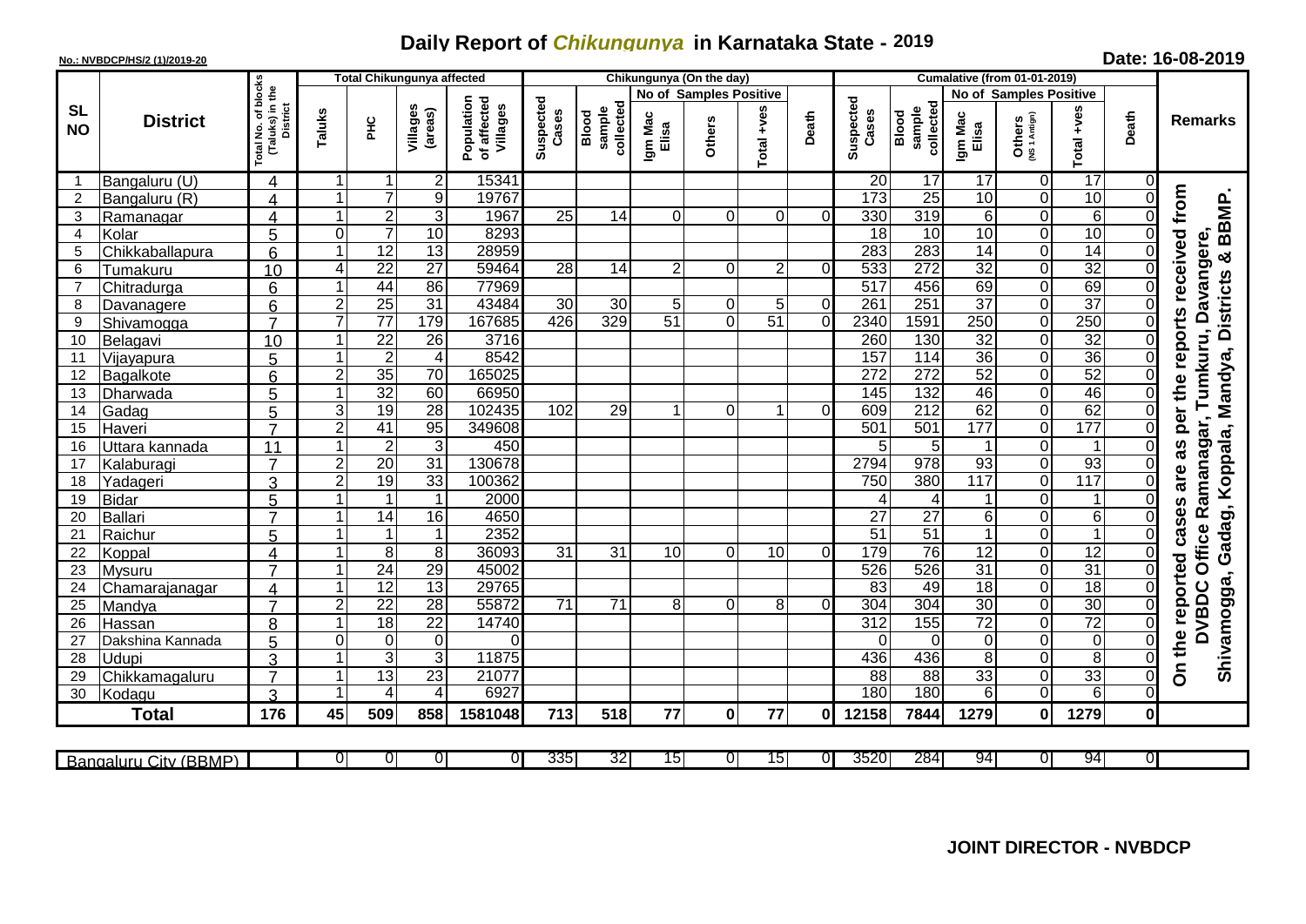# Daily Report of *Chikungunya* in Karnataka State - 2019

**No.: NVBDCP/HS/2 (1)/2019-20**

**Date: 16-08-2019**

| SL NO | District | Total No. of blocks (Taluks) in the District | Total Chikungunya affected: Taluks | PHC | Villages (areas) | Population of affected Villages | Chikungunya (On the day): Suspected Cases | Blood sample collected | No of Samples Positive: Igm Mac Elisa | Others | Total +ves | Death | Cumalative (from 01-01-2019): Suspected Cases | Blood sample collected | No of Samples Positive: Igm Mac Elisa | Others (NS 1 Antign) | Total +ves | Death | Remarks |
|---|---|---|---|---|---|---|---|---|---|---|---|---|---|---|---|---|---|---|---|
| 1 | Bangaluru (U) | 4 | 1 | 1 | 2 | 15341 | | | | | | | 20 | 17 | 17 | 0 | 17 | 0 | On the reported cases are as per the reports received from DVBDC Office Ramanagar, Tumkuru, Davangere, Shivamogga, Gadag, Koppala, Mandya, Districts & BBMP. |
| 2 | Bangaluru (R) | 4 | 1 | 7 | 9 | 19767 | | | | | | | 173 | 25 | 10 | 0 | 10 | 0 | |
| 3 | Ramanagar | 4 | 1 | 2 | 3 | 1967 | 25 | 14 | 0 | 0 | 0 | 0 | 330 | 319 | 6 | 0 | 6 | 0 | |
| 4 | Kolar | 5 | 0 | 7 | 10 | 8293 | | | | | | | 18 | 10 | 10 | 0 | 10 | 0 | |
| 5 | Chikkaballapura | 6 | 1 | 12 | 13 | 28959 | | | | | | | 283 | 283 | 14 | 0 | 14 | 0 | |
| 6 | Tumakuru | 10 | 4 | 22 | 27 | 59464 | 28 | 14 | 2 | 0 | 2 | 0 | 533 | 272 | 32 | 0 | 32 | 0 | |
| 7 | Chitradurga | 6 | 1 | 44 | 86 | 77969 | | | | | | | 517 | 456 | 69 | 0 | 69 | 0 | |
| 8 | Davanagere | 6 | 2 | 25 | 31 | 43484 | 30 | 30 | 5 | 0 | 5 | 0 | 261 | 251 | 37 | 0 | 37 | 0 | |
| 9 | Shivamogga | 7 | 7 | 77 | 179 | 167685 | 426 | 329 | 51 | 0 | 51 | 0 | 2340 | 1591 | 250 | 0 | 250 | 0 | |
| 10 | Belagavi | 10 | 1 | 22 | 26 | 3716 | | | | | | | 260 | 130 | 32 | 0 | 32 | 0 | |
| 11 | Vijayapura | 5 | 1 | 2 | 4 | 8542 | | | | | | | 157 | 114 | 36 | 0 | 36 | 0 | |
| 12 | Bagalkote | 6 | 2 | 35 | 70 | 165025 | | | | | | | 272 | 272 | 52 | 0 | 52 | 0 | |
| 13 | Dharwada | 5 | 1 | 32 | 60 | 66950 | | | | | | | 145 | 132 | 46 | 0 | 46 | 0 | |
| 14 | Gadag | 5 | 3 | 19 | 28 | 102435 | 102 | 29 | 1 | 0 | 1 | 0 | 609 | 212 | 62 | 0 | 62 | 0 | |
| 15 | Haveri | 7 | 2 | 41 | 95 | 349608 | | | | | | | 501 | 501 | 177 | 0 | 177 | 0 | |
| 16 | Uttara kannada | 11 | 1 | 2 | 3 | 450 | | | | | | | 5 | 5 | 1 | 0 | 1 | 0 | |
| 17 | Kalaburagi | 7 | 2 | 20 | 31 | 130678 | | | | | | | 2794 | 978 | 93 | 0 | 93 | 0 | |
| 18 | Yadageri | 3 | 2 | 19 | 33 | 100362 | | | | | | | 750 | 380 | 117 | 0 | 117 | 0 | |
| 19 | Bidar | 5 | 1 | 1 | 1 | 2000 | | | | | | | 4 | 4 | 1 | 0 | 1 | 0 | |
| 20 | Ballari | 7 | 1 | 14 | 16 | 4650 | | | | | | | 27 | 27 | 6 | 0 | 6 | 0 | |
| 21 | Raichur | 5 | 1 | 1 | 1 | 2352 | | | | | | | 51 | 51 | 1 | 0 | 1 | 0 | |
| 22 | Koppal | 4 | 1 | 8 | 8 | 36093 | 31 | 31 | 10 | 0 | 10 | 0 | 179 | 76 | 12 | 0 | 12 | 0 | |
| 23 | Mysuru | 7 | 1 | 24 | 29 | 45002 | | | | | | | 526 | 526 | 31 | 0 | 31 | 0 | |
| 24 | Chamarajanagar | 4 | 1 | 12 | 13 | 29765 | | | | | | | 83 | 49 | 18 | 0 | 18 | 0 | |
| 25 | Mandya | 7 | 2 | 22 | 28 | 55872 | 71 | 71 | 8 | 0 | 8 | 0 | 304 | 304 | 30 | 0 | 30 | 0 | |
| 26 | Hassan | 8 | 1 | 18 | 22 | 14740 | | | | | | | 312 | 155 | 72 | 0 | 72 | 0 | |
| 27 | Dakshina Kannada | 5 | 0 | 0 | 0 | 0 | | | | | | | 0 | 0 | 0 | 0 | 0 | 0 | |
| 28 | Udupi | 3 | 1 | 3 | 3 | 11875 | | | | | | | 436 | 436 | 8 | 0 | 8 | 0 | |
| 29 | Chikkamagaluru | 7 | 1 | 13 | 23 | 21077 | | | | | | | 88 | 88 | 33 | 0 | 33 | 0 | |
| 30 | Kodagu | 3 | 1 | 4 | 4 | 6927 | | | | | | | 180 | 180 | 6 | 0 | 6 | 0 | |
| | **Total** | **176** | **45** | **509** | **858** | **1581048** | **713** | **518** | **77** | **0** | **77** | **0** | **12158** | **7844** | **1279** | **0** | **1279** | **0** | |
| | Bangaluru City (BBMP) | | 0 | 0 | 0 | 0 | 335 | 32 | 15 | 0 | 15 | 0 | 3520 | 284 | 94 | 0 | 94 | 0 | |

**JOINT DIRECTOR - NVBDCP**